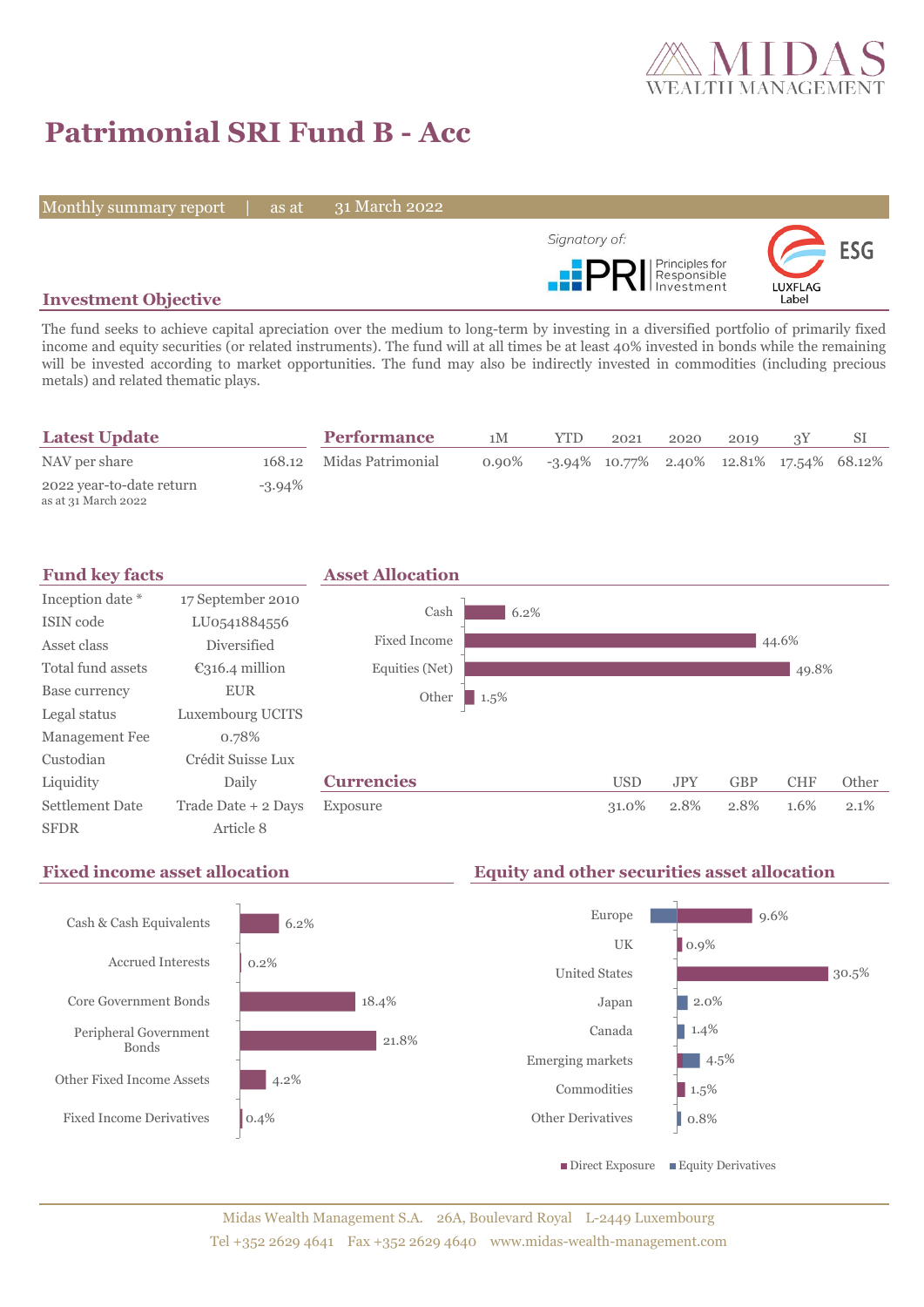# Patrimonial SRI Fund B - Acc

Monthly summary report | as at 31 March 2022

Signatory of: PRI Principles for Responsible Investment

ESG LUXFLAG Label

## Investment Objective

The fund seeks to achieve capital apreciation over the medium to long-term by investing in a diversified portfolio of primarily fixed income and equity securities (or related instruments). The fund will at all times be at least 40% invested in bonds while the remaining will be invested according to market opportunities. The fund may also be indirectly invested in commodities (including precious metals) and related thematic plays.

## Latest Update

| | |
|---|---|
| NAV per share | 168.12 |
| 2022 year-to-date return (as at 31 March 2022) | -3.94% |

## Performance

| | 1M | YTD | 2021 | 2020 | 2019 | 3Y | SI |
|---|---|---|---|---|---|---|---|
| Midas Patrimonial | 0.90% | -3.94% | 10.77% | 2.40% | 12.81% | 17.54% | 68.12% |

## Fund key facts

| | |
|---|---|
| Inception date * | 17 September 2010 |
| ISIN code | LU0541884556 |
| Asset class | Diversified |
| Total fund assets | €316.4 million |
| Base currency | EUR |
| Legal status | Luxembourg UCITS |
| Management Fee | 0.78% |
| Custodian | Crédit Suisse Lux |
| Liquidity | Daily |
| Settlement Date | Trade Date + 2 Days |
| SFDR | Article 8 |

## Asset Allocation

| | |
|---|---|
| Cash | 6.2% |
| Fixed Income | 44.6% |
| Equities (Net) | 49.8% |
| Other | 1.5% |

## Currencies

| | USD | JPY | GBP | CHF | Other |
|---|---|---|---|---|---|
| Exposure | 31.0% | 2.8% | 2.8% | 1.6% | 2.1% |

## Fixed income asset allocation

| | |
|---|---|
| Cash & Cash Equivalents | 6.2% |
| Accrued Interests | 0.2% |
| Core Government Bonds | 18.4% |
| Peripheral Government Bonds | 21.8% |
| Other Fixed Income Assets | 4.2% |
| Fixed Income Derivatives | 0.4% |

## Equity and other securities asset allocation

| | |
|---|---|
| Europe | 9.6% |
| UK | 0.9% |
| United States | 30.5% |
| Japan | 2.0% |
| Canada | 1.4% |
| Emerging markets | 4.5% |
| Commodities | 1.5% |
| Other Derivatives | 0.8% |

■ Direct Exposure ■ Equity Derivatives

Midas Wealth Management S.A. 26A, Boulevard Royal L-2449 Luxembourg
Tel +352 2629 4641 Fax +352 2629 4640 www.midas-wealth-management.com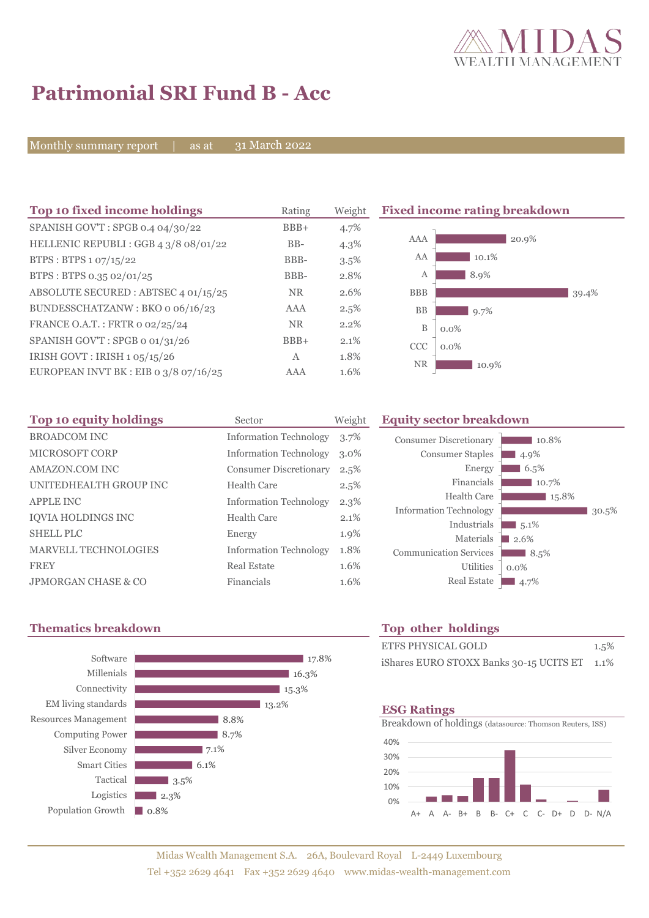# Patrimonial SRI Fund B - Acc

Monthly summary report | as at 31 March 2022

## Top 10 fixed income holdings

| Top 10 fixed income holdings | Rating | Weight |
|---|---|---|
| SPANISH GOV'T : SPGB 0.4 04/30/22 | BBB+ | 4.7% |
| HELLENIC REPUBLI : GGB 4 3/8 08/01/22 | BB- | 4.3% |
| BTPS : BTPS 1 07/15/22 | BBB- | 3.5% |
| BTPS : BTPS 0.35 02/01/25 | BBB- | 2.8% |
| ABSOLUTE SECURED : ABTSEC 4 01/15/25 | NR | 2.6% |
| BUNDESSCHATZANW : BKO 0 06/16/23 | AAA | 2.5% |
| FRANCE O.A.T. : FRTR 0 02/25/24 | NR | 2.2% |
| SPANISH GOV'T : SPGB 0 01/31/26 | BBB+ | 2.1% |
| IRISH GOVT : IRISH 1 05/15/26 | A | 1.8% |
| EUROPEAN INVT BK : EIB 0 3/8 07/16/25 | AAA | 1.6% |

## Fixed income rating breakdown

| Rating | Weight |
|---|---|
| AAA | 20.9% |
| AA | 10.1% |
| A | 8.9% |
| BBB | 39.4% |
| BB | 9.7% |
| B | 0.0% |
| CCC | 0.0% |
| NR | 10.9% |

## Top 10 equity holdings

| Top 10 equity holdings | Sector | Weight |
|---|---|---|
| BROADCOM INC | Information Technology | 3.7% |
| MICROSOFT CORP | Information Technology | 3.0% |
| AMAZON.COM INC | Consumer Discretionary | 2.5% |
| UNITEDHEALTH GROUP INC | Health Care | 2.5% |
| APPLE INC | Information Technology | 2.3% |
| IQVIA HOLDINGS INC | Health Care | 2.1% |
| SHELL PLC | Energy | 1.9% |
| MARVELL TECHNOLOGIES | Information Technology | 1.8% |
| FREY | Real Estate | 1.6% |
| JPMORGAN CHASE & CO | Financials | 1.6% |

## Equity sector breakdown

| Sector | Weight |
|---|---|
| Consumer Discretionary | 10.8% |
| Consumer Staples | 4.9% |
| Energy | 6.5% |
| Financials | 10.7% |
| Health Care | 15.8% |
| Information Technology | 30.5% |
| Industrials | 5.1% |
| Materials | 2.6% |
| Communication Services | 8.5% |
| Utilities | 0.0% |
| Real Estate | 4.7% |

## Thematics breakdown

| Thematic | Weight |
|---|---|
| Software | 17.8% |
| Millenials | 16.3% |
| Connectivity | 15.3% |
| EM living standards | 13.2% |
| Resources Management | 8.8% |
| Computing Power | 8.7% |
| Silver Economy | 7.1% |
| Smart Cities | 6.1% |
| Tactical | 3.5% |
| Logistics | 2.3% |
| Population Growth | 0.8% |

## Top other holdings

| Holding | Weight |
|---|---|
| ETFS PHYSICAL GOLD | 1.5% |
| iShares EURO STOXX Banks 30-15 UCITS ET | 1.1% |

## ESG Ratings

Breakdown of holdings (datasource: Thomson Reuters, ISS)

Rating categories: A+, A, A-, B+, B, B-, C+, C, C-, D+, D, D-, N/A (scale 0%–40%)

Midas Wealth Management S.A. 26A, Boulevard Royal L-2449 Luxembourg
Tel +352 2629 4641 Fax +352 2629 4640 www.midas-wealth-management.com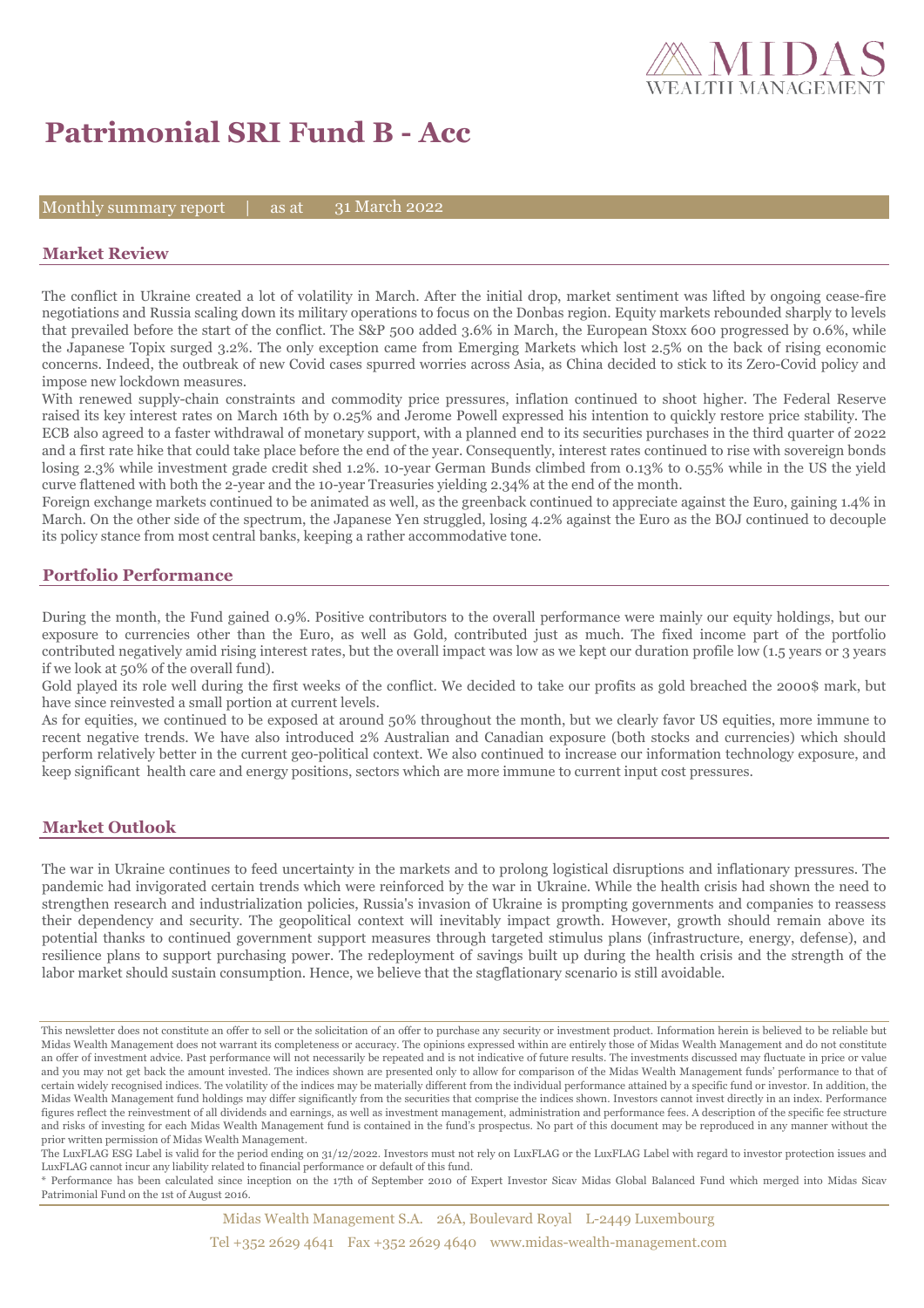# Patrimonial SRI Fund B - Acc

Monthly summary report | as at 31 March 2022

## Market Review

The conflict in Ukraine created a lot of volatility in March. After the initial drop, market sentiment was lifted by ongoing cease-fire negotiations and Russia scaling down its military operations to focus on the Donbas region. Equity markets rebounded sharply to levels that prevailed before the start of the conflict. The S&P 500 added 3.6% in March, the European Stoxx 600 progressed by 0.6%, while the Japanese Topix surged 3.2%. The only exception came from Emerging Markets which lost 2.5% on the back of rising economic concerns. Indeed, the outbreak of new Covid cases spurred worries across Asia, as China decided to stick to its Zero-Covid policy and impose new lockdown measures.

With renewed supply-chain constraints and commodity price pressures, inflation continued to shoot higher. The Federal Reserve raised its key interest rates on March 16th by 0.25% and Jerome Powell expressed his intention to quickly restore price stability. The ECB also agreed to a faster withdrawal of monetary support, with a planned end to its securities purchases in the third quarter of 2022 and a first rate hike that could take place before the end of the year. Consequently, interest rates continued to rise with sovereign bonds losing 2.3% while investment grade credit shed 1.2%. 10-year German Bunds climbed from 0.13% to 0.55% while in the US the yield curve flattened with both the 2-year and the 10-year Treasuries yielding 2.34% at the end of the month.

Foreign exchange markets continued to be animated as well, as the greenback continued to appreciate against the Euro, gaining 1.4% in March. On the other side of the spectrum, the Japanese Yen struggled, losing 4.2% against the Euro as the BOJ continued to decouple its policy stance from most central banks, keeping a rather accommodative tone.

## Portfolio Performance

During the month, the Fund gained 0.9%. Positive contributors to the overall performance were mainly our equity holdings, but our exposure to currencies other than the Euro, as well as Gold, contributed just as much. The fixed income part of the portfolio contributed negatively amid rising interest rates, but the overall impact was low as we kept our duration profile low (1.5 years or 3 years if we look at 50% of the overall fund).

Gold played its role well during the first weeks of the conflict. We decided to take our profits as gold breached the 2000$ mark, but have since reinvested a small portion at current levels.

As for equities, we continued to be exposed at around 50% throughout the month, but we clearly favor US equities, more immune to recent negative trends. We have also introduced 2% Australian and Canadian exposure (both stocks and currencies) which should perform relatively better in the current geo-political context. We also continued to increase our information technology exposure, and keep significant health care and energy positions, sectors which are more immune to current input cost pressures.

## Market Outlook

The war in Ukraine continues to feed uncertainty in the markets and to prolong logistical disruptions and inflationary pressures. The pandemic had invigorated certain trends which were reinforced by the war in Ukraine. While the health crisis had shown the need to strengthen research and industrialization policies, Russia's invasion of Ukraine is prompting governments and companies to reassess their dependency and security. The geopolitical context will inevitably impact growth. However, growth should remain above its potential thanks to continued government support measures through targeted stimulus plans (infrastructure, energy, defense), and resilience plans to support purchasing power. The redeployment of savings built up during the health crisis and the strength of the labor market should sustain consumption. Hence, we believe that the stagflationary scenario is still avoidable.

This newsletter does not constitute an offer to sell or the solicitation of an offer to purchase any security or investment product. Information herein is believed to be reliable but Midas Wealth Management does not warrant its completeness or accuracy. The opinions expressed within are entirely those of Midas Wealth Management and do not constitute an offer of investment advice. Past performance will not necessarily be repeated and is not indicative of future results. The investments discussed may fluctuate in price or value and you may not get back the amount invested. The indices shown are presented only to allow for comparison of the Midas Wealth Management funds' performance to that of certain widely recognised indices. The volatility of the indices may be materially different from the individual performance attained by a specific fund or investor. In addition, the Midas Wealth Management fund holdings may differ significantly from the securities that comprise the indices shown. Investors cannot invest directly in an index. Performance figures reflect the reinvestment of all dividends and earnings, as well as investment management, administration and performance fees. A description of the specific fee structure and risks of investing for each Midas Wealth Management fund is contained in the fund's prospectus. No part of this document may be reproduced in any manner without the prior written permission of Midas Wealth Management.

The LuxFLAG ESG Label is valid for the period ending on 31/12/2022. Investors must not rely on LuxFLAG or the LuxFLAG Label with regard to investor protection issues and LuxFLAG cannot incur any liability related to financial performance or default of this fund.

* Performance has been calculated since inception on the 17th of September 2010 of Expert Investor Sicav Midas Global Balanced Fund which merged into Midas Sicav Patrimonial Fund on the 1st of August 2016.

Midas Wealth Management S.A. 26A, Boulevard Royal L-2449 Luxembourg
Tel +352 2629 4641 Fax +352 2629 4640 www.midas-wealth-management.com